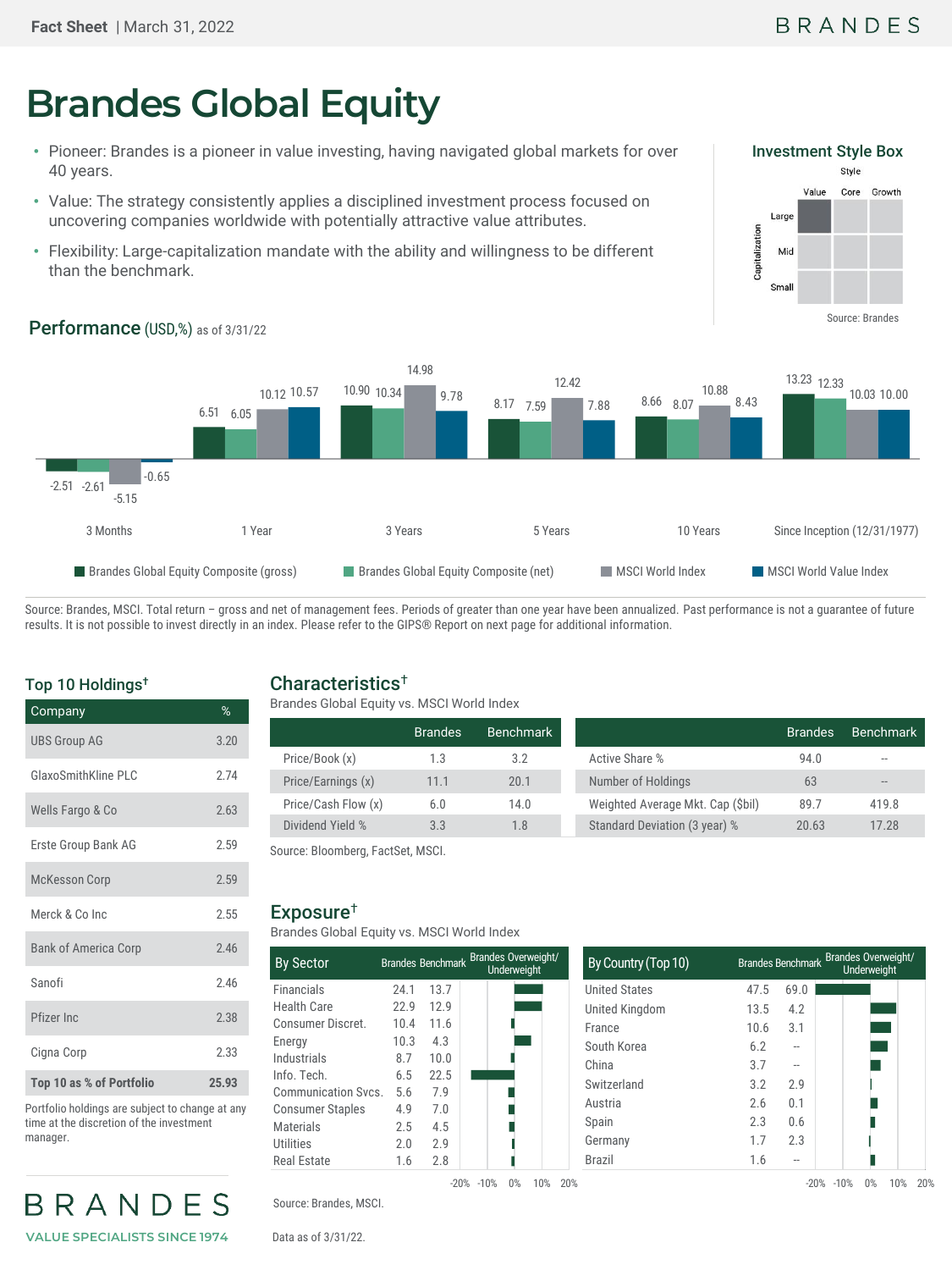# Brandes Global Equity

- Pioneer: Brandes is a pioneer in value investing, having navigated global markets for over 40 years.
- Value: The strategy consistently applies a disciplined investment process focused on uncovering companies worldwide with potentially attractive value attributes.
- Flexibility: Large-capitalization mandate with the ability and willingness to be different than the benchmark.

## Investment Style Box

| Capitalization | Value | Core | Growth |
|---|---|---|---|
| Large | ■ | | |
| Mid | | | |
| Small | | | |

Source: Brandes

## Performance (USD,%) as of 3/31/22

| | 3 Months | 1 Year | 3 Years | 5 Years | 10 Years | Since Inception (12/31/1977) |
|---|---|---|---|---|---|---|
| Brandes Global Equity Composite (gross) | -2.51 | 6.51 | 10.90 | 8.17 | 8.66 | 13.23 |
| Brandes Global Equity Composite (net) | -2.61 | 6.05 | 10.34 | 7.59 | 8.07 | 12.33 |
| MSCI World Index | -5.15 | 10.12 | 14.98 | 12.42 | 10.88 | 10.03 |
| MSCI World Value Index | -0.65 | 10.57 | 9.78 | 7.88 | 8.43 | 10.00 |

Source: Brandes, MSCI. Total return – gross and net of management fees. Periods of greater than one year have been annualized. Past performance is not a guarantee of future results. It is not possible to invest directly in an index. Please refer to the GIPS® Report on next page for additional information.

## Top 10 Holdings†

| Company | % |
|---|---|
| UBS Group AG | 3.20 |
| GlaxoSmithKline PLC | 2.74 |
| Wells Fargo & Co | 2.63 |
| Erste Group Bank AG | 2.59 |
| McKesson Corp | 2.59 |
| Merck & Co Inc | 2.55 |
| Bank of America Corp | 2.46 |
| Sanofi | 2.46 |
| Pfizer Inc | 2.38 |
| Cigna Corp | 2.33 |
| **Top 10 as % of Portfolio** | **25.93** |

Portfolio holdings are subject to change at any time at the discretion of the investment manager.

## Characteristics†

Brandes Global Equity vs. MSCI World Index

| | Brandes | Benchmark |
|---|---|---|
| Price/Book (x) | 1.3 | 3.2 |
| Price/Earnings (x) | 11.1 | 20.1 |
| Price/Cash Flow (x) | 6.0 | 14.0 |
| Dividend Yield % | 3.3 | 1.8 |

| | Brandes | Benchmark |
|---|---|---|
| Active Share % | 94.0 | -- |
| Number of Holdings | 63 | -- |
| Weighted Average Mkt. Cap ($bil) | 89.7 | 419.8 |
| Standard Deviation (3 year) % | 20.63 | 17.28 |

Source: Bloomberg, FactSet, MSCI.

## Exposure†

Brandes Global Equity vs. MSCI World Index

| By Sector | Brandes | Benchmark |
|---|---|---|
| Financials | 24.1 | 13.7 |
| Health Care | 22.9 | 12.9 |
| Consumer Discret. | 10.4 | 11.6 |
| Energy | 10.3 | 4.3 |
| Industrials | 8.7 | 10.0 |
| Info. Tech. | 6.5 | 22.5 |
| Communication Svcs. | 5.6 | 7.9 |
| Consumer Staples | 4.9 | 7.0 |
| Materials | 2.5 | 4.5 |
| Utilities | 2.0 | 2.9 |
| Real Estate | 1.6 | 2.8 |

| By Country (Top 10) | Brandes | Benchmark |
|---|---|---|
| United States | 47.5 | 69.0 |
| United Kingdom | 13.5 | 4.2 |
| France | 10.6 | 3.1 |
| South Korea | 6.2 | -- |
| China | 3.7 | -- |
| Switzerland | 3.2 | 2.9 |
| Austria | 2.6 | 0.1 |
| Spain | 2.3 | 0.6 |
| Germany | 1.7 | 2.3 |
| Brazil | 1.6 | -- |

Source: Brandes, MSCI.

Data as of 3/31/22.

BRANDES

VALUE SPECIALISTS SINCE 1974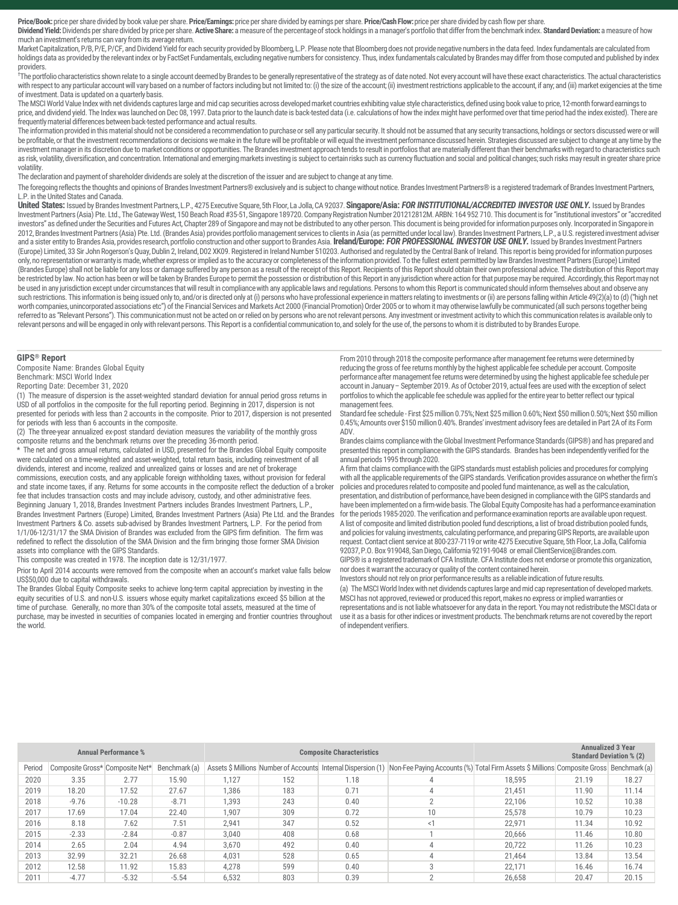**Price/Book:** price per share divided by book value per share. **Price/Earnings:** price per share divided by earnings per share. **Price/Cash Flow:** price per share divided by cash flow per share. **Dividend Yield:** Dividends per share divided by price per share. **Active Share:** a measure of the percentage of stock holdings in a manager's portfolio that differ from the benchmark index. **Standard Deviation:** a measure of how much an investment's returns can vary from its average return.

Market Capitalization, P/B, P/E, P/CF, and Dividend Yield for each security provided by Bloomberg, L.P. Please note that Bloomberg does not provide negative numbers in the data feed. Index fundamentals are calculated from holdings data as provided by the relevant index or by FactSet Fundamentals, excluding negative numbers for consistency. Thus, index fundamentals calculated by Brandes may differ from those computed and published by index providers.

†The portfolio characteristics shown relate to a single account deemed by Brandes to be generally representative of the strategy as of date noted. Not every account will have these exact characteristics. The actual characteristics with respect to any particular account will vary based on a number of factors including but not limited to: (i) the size of the account; (ii) investment restrictions applicable to the account, if any; and (iii) market exigencies at the time of investment. Data is updated on a quarterly basis.

The MSCI World Value Index with net dividends captures large and mid cap securities across developed market countries exhibiting value style characteristics, defined using book value to price, 12-month forward earnings to price, and dividend yield. The Index was launched on Dec 08, 1997. Data prior to the launch date is back-tested data (i.e. calculations of how the index might have performed over that time period had the index existed). There are frequently material differences between back-tested performance and actual results.

The information provided in this material should not be considered a recommendation to purchase or sell any particular security. It should not be assumed that any security transactions, holdings or sectors discussed were or will be profitable, or that the investment recommendations or decisions we make in the future will be profitable or will equal the investment performance discussed herein. Strategies discussed are subject to change at any time by the investment manager in its discretion due to market conditions or opportunities. The Brandes investment approach tends to result in portfolios that are materially different than their benchmarks with regard to characteristics such as risk, volatility, diversification, and concentration. International and emerging markets investing is subject to certain risks such as currency fluctuation and social and political changes; such risks may result in greater share price volatility.

The declaration and payment of shareholder dividends are solely at the discretion of the issuer and are subject to change at any time.

The foregoing reflects the thoughts and opinions of Brandes Investment Partners® exclusively and is subject to change without notice. Brandes Investment Partners® is a registered trademark of Brandes Investment Partners, L.P. in the United States and Canada.

**United States:** Issued by Brandes Investment Partners, L.P., 4275 Executive Square, 5th Floor, La Jolla, CA 92037. **Singapore/Asia:** ***FOR INSTITUTIONAL/ACCREDITED INVESTOR USE ONLY.*** Issued by Brandes Investment Partners (Asia) Pte. Ltd., The Gateway West, 150 Beach Road #35-51, Singapore 189720. Company Registration Number 201212812M. ARBN: 164 952 710. This document is for "institutional investors" or "accredited investors" as defined under the Securities and Futures Act, Chapter 289 of Singapore and may not be distributed to any other person. This document is being provided for information purposes only. Incorporated in Singapore in 2012, Brandes Investment Partners (Asia) Pte. Ltd. (Brandes Asia) provides portfolio management services to clients in Asia (as permitted under local law). Brandes Investment Partners, L.P., a U.S. registered investment adviser and a sister entity to Brandes Asia, provides research, portfolio construction and other support to Brandes Asia. **Ireland/Europe:** ***FOR PROFESSIONAL INVESTOR USE ONLY.*** Issued by Brandes Investment Partners (Europe) Limited, 33 Sir John Rogerson's Quay, Dublin 2, Ireland, D02 XK09. Registered in Ireland Number 510203. Authorised and regulated by the Central Bank of Ireland. This report is being provided for information purposes only, no representation or warranty is made, whether express or implied as to the accuracy or completeness of the information provided. To the fullest extent permitted by law Brandes Investment Partners (Europe) Limited (Brandes Europe) shall not be liable for any loss or damage suffered by any person as a result of the receipt of this Report. Recipients of this Report should obtain their own professional advice. The distribution of this Report may be restricted by law. No action has been or will be taken by Brandes Europe to permit the possession or distribution of this Report in any jurisdiction where action for that purpose may be required. Accordingly, this Report may not be used in any jurisdiction except under circumstances that will result in compliance with any applicable laws and regulations. Persons to whom this Report is communicated should inform themselves about and observe any such restrictions. This information is being issued only to, and/or is directed only at (i) persons who have professional experience in matters relating to investments or (ii) are persons falling within Article 49(2)(a) to (d) ("high net worth companies, unincorporated associations etc") of the Financial Services and Markets Act 2000 (Financial Promotion) Order 2005 or to whom it may otherwise lawfully be communicated (all such persons together being referred to as "Relevant Persons"). This communication must not be acted on or relied on by persons who are not relevant persons. Any investment or investment activity to which this communication relates is available only to relevant persons and will be engaged in only with relevant persons. This Report is a confidential communication to, and solely for the use of, the persons to whom it is distributed to by Brandes Europe.

## GIPS® Report

Composite Name: Brandes Global Equity
Benchmark: MSCI World Index
Reporting Date: December 31, 2020

(1) The measure of dispersion is the asset-weighted standard deviation for annual period gross returns in USD of all portfolios in the composite for the full reporting period. Beginning in 2017, dispersion is not presented for periods with less than 2 accounts in the composite. Prior to 2017, dispersion is not presented for periods with less than 6 accounts in the composite.

(2) The three-year annualized ex-post standard deviation measures the variability of the monthly gross composite returns and the benchmark returns over the preceding 36-month period.

\* The net and gross annual returns, calculated in USD, presented for the Brandes Global Equity composite were calculated on a time-weighted and asset-weighted, total return basis, including reinvestment of all dividends, interest and income, realized and unrealized gains or losses and are net of brokerage commissions, execution costs, and any applicable foreign withholding taxes, without provision for federal and state income taxes, if any. Returns for some accounts in the composite reflect the deduction of a broker fee that includes transaction costs and may include advisory, custody, and other administrative fees.

Beginning January 1, 2018, Brandes Investment Partners includes Brandes Investment Partners, L.P., Brandes Investment Partners (Europe) Limited, Brandes Investment Partners (Asia) Pte Ltd. and the Brandes Investment Partners & Co. assets sub-advised by Brandes Investment Partners, L.P. For the period from 1/1/06-12/31/17 the SMA Division of Brandes was excluded from the GIPS firm definition. The firm was redefined to reflect the dissolution of the SMA Division and the firm bringing those former SMA Division assets into compliance with the GIPS Standards.

This composite was created in 1978. The inception date is 12/31/1977.

Prior to April 2014 accounts were removed from the composite when an account's market value falls below US$50,000 due to capital withdrawals.

The Brandes Global Equity Composite seeks to achieve long-term capital appreciation by investing in the equity securities of U.S. and non-U.S. issuers whose equity market capitalizations exceed $5 billion at the time of purchase. Generally, no more than 30% of the composite total assets, measured at the time of purchase, may be invested in securities of companies located in emerging and frontier countries throughout the world.

From 2010 through 2018 the composite performance after management fee returns were determined by reducing the gross of fee returns monthly by the highest applicable fee schedule per account. Composite performance after management fee returns were determined by using the highest applicable fee schedule per account in January – September 2019. As of October 2019, actual fees are used with the exception of select portfolios to which the applicable fee schedule was applied for the entire year to better reflect our typical management fees.

Standard fee schedule - First $25 million 0.75%; Next $25 million 0.60%; Next $50 million 0.50%; Next $50 million 0.45%; Amounts over $150 million 0.40%. Brandes' investment advisory fees are detailed in Part 2A of its Form ADV.

Brandes claims compliance with the Global Investment Performance Standards (GIPS®) and has prepared and presented this report in compliance with the GIPS standards. Brandes has been independently verified for the annual periods 1995 through 2020.

A firm that claims compliance with the GIPS standards must establish policies and procedures for complying with all the applicable requirements of the GIPS standards. Verification provides assurance on whether the firm's policies and procedures related to composite and pooled fund maintenance, as well as the calculation, presentation, and distribution of performance, have been designed in compliance with the GIPS standards and have been implemented on a firm-wide basis. The Global Equity Composite has had a performance examination for the periods 1985-2020. The verification and performance examination reports are available upon request.

A list of composite and limited distribution pooled fund descriptions, a list of broad distribution pooled funds, and policies for valuing investments, calculating performance, and preparing GIPS Reports, are available upon request. Contact client service at 800-237-7119 or write 4275 Executive Square, 5th Floor, La Jolla, California 92037, P.O. Box 919048, San Diego, California 92191-9048 or email ClientService@Brandes.com.

GIPS® is a registered trademark of CFA Institute. CFA Institute does not endorse or promote this organization, nor does it warrant the accuracy or quality of the content contained herein.

Investors should not rely on prior performance results as a reliable indication of future results.

(a) The MSCI World Index with net dividends captures large and mid cap representation of developed markets. MSCI has not approved, reviewed or produced this report, makes no express or implied warranties or representations and is not liable whatsoever for any data in the report. You may not redistribute the MSCI data or use it as a basis for other indices or investment products. The benchmark returns are not covered by the report of independent verifiers.

| Annual Performance % | | | | Composite Characteristics | | | | | Annualized 3 Year Standard Deviation % (2) | |
|---|---|---|---|---|---|---|---|---|---|---|
| Period | Composite Gross* | Composite Net* | Benchmark (a) | Assets $ Millions | Number of Accounts | Internal Dispersion (1) | Non-Fee Paying Accounts (%) | Total Firm Assets $ Millions | Composite Gross | Benchmark (a) |
| 2020 | 3.35 | 2.77 | 15.90 | 1,127 | 152 | 1.18 | 4 | 18,595 | 21.19 | 18.27 |
| 2019 | 18.20 | 17.52 | 27.67 | 1,386 | 183 | 0.71 | 4 | 21,451 | 11.90 | 11.14 |
| 2018 | -9.76 | -10.28 | -8.71 | 1,393 | 243 | 0.40 | 2 | 22,106 | 10.52 | 10.38 |
| 2017 | 17.69 | 17.04 | 22.40 | 1,907 | 309 | 0.72 | 10 | 25,578 | 10.79 | 10.23 |
| 2016 | 8.18 | 7.62 | 7.51 | 2,941 | 347 | 0.52 | <1 | 22,971 | 11.34 | 10.92 |
| 2015 | -2.33 | -2.84 | -0.87 | 3,040 | 408 | 0.68 | 1 | 20,666 | 11.46 | 10.80 |
| 2014 | 2.65 | 2.04 | 4.94 | 3,670 | 492 | 0.40 | 4 | 20,722 | 11.26 | 10.23 |
| 2013 | 32.99 | 32.21 | 26.68 | 4,031 | 528 | 0.65 | 4 | 21,464 | 13.84 | 13.54 |
| 2012 | 12.58 | 11.92 | 15.83 | 4,278 | 599 | 0.40 | 3 | 22,171 | 16.46 | 16.74 |
| 2011 | -4.77 | -5.32 | -5.54 | 6,532 | 803 | 0.39 | 2 | 26,658 | 20.47 | 20.15 |